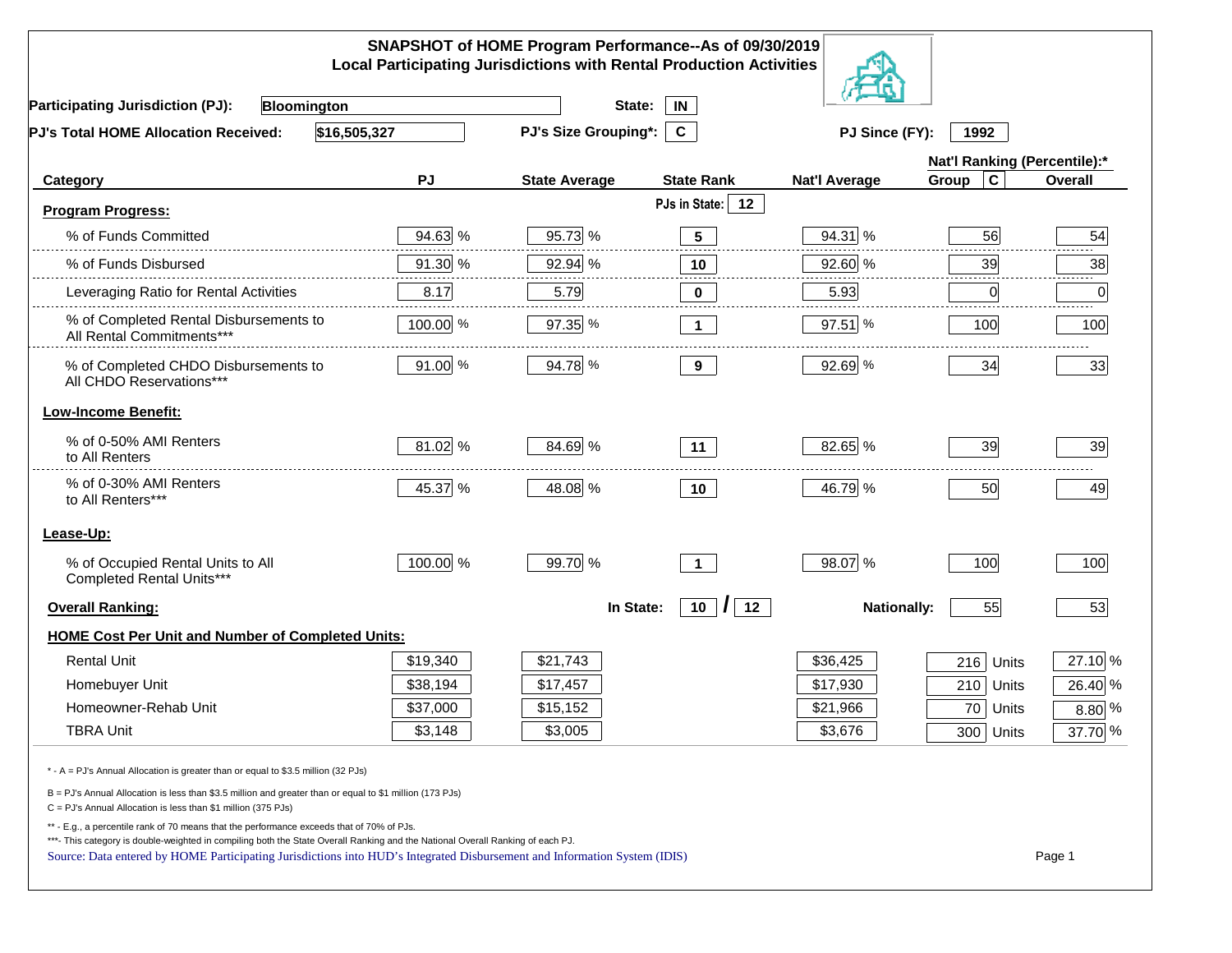## SNAPSHOT of HOME Program Performance--As of 09/30/2019
### Local Participating Jurisdictions with Rental Production Activities

**Participating Jurisdiction (PJ):** Bloomington  **State:** IN

**PJ's Total HOME Allocation Received:** $16,505,327  **PJ's Size Grouping*:** C  **PJ Since (FY):** 1992

| Category | PJ | State Average | State Rank | Nat'l Average | Nat'l Ranking (Percentile):* Group C | Overall |
|---|---|---|---|---|---|---|
| **Program Progress:** | | | PJs in State: 12 | | | |
| % of Funds Committed | 94.63 % | 95.73 % | 5 | 94.31 % | 56 | 54 |
| % of Funds Disbursed | 91.30 % | 92.94 % | 10 | 92.60 % | 39 | 38 |
| Leveraging Ratio for Rental Activities | 8.17 | 5.79 | 0 | 5.93 | 0 | 0 |
| % of Completed Rental Disbursements to All Rental Commitments*** | 100.00 % | 97.35 % | 1 | 97.51 % | 100 | 100 |
| % of Completed CHDO Disbursements to All CHDO Reservations*** | 91.00 % | 94.78 % | 9 | 92.69 % | 34 | 33 |
| **Low-Income Benefit:** | | | | | | |
| % of 0-50% AMI Renters to All Renters | 81.02 % | 84.69 % | 11 | 82.65 % | 39 | 39 |
| % of 0-30% AMI Renters to All Renters*** | 45.37 % | 48.08 % | 10 | 46.79 % | 50 | 49 |
| **Lease-Up:** | | | | | | |
| % of Occupied Rental Units to All Completed Rental Units*** | 100.00 % | 99.70 % | 1 | 98.07 % | 100 | 100 |
| **Overall Ranking:** | | In State: | 10 / 12 | Nationally: | 55 | 53 |
| **HOME Cost Per Unit and Number of Completed Units:** | | | | | | |
| Rental Unit | $19,340 | $21,743 | | $36,425 | 216 Units | 27.10 % |
| Homebuyer Unit | $38,194 | $17,457 | | $17,930 | 210 Units | 26.40 % |
| Homeowner-Rehab Unit | $37,000 | $15,152 | | $21,966 | 70 Units | 8.80 % |
| TBRA Unit | $3,148 | $3,005 | | $3,676 | 300 Units | 37.70 % |

* - A = PJ's Annual Allocation is greater than or equal to $3.5 million (32 PJs)

B = PJ's Annual Allocation is less than $3.5 million and greater than or equal to $1 million (173 PJs)

C = PJ's Annual Allocation is less than $1 million (375 PJs)

** - E.g., a percentile rank of 70 means that the performance exceeds that of 70% of PJs.

***- This category is double-weighted in compiling both the State Overall Ranking and the National Overall Ranking of each PJ.

Source: Data entered by HOME Participating Jurisdictions into HUD's Integrated Disbursement and Information System (IDIS)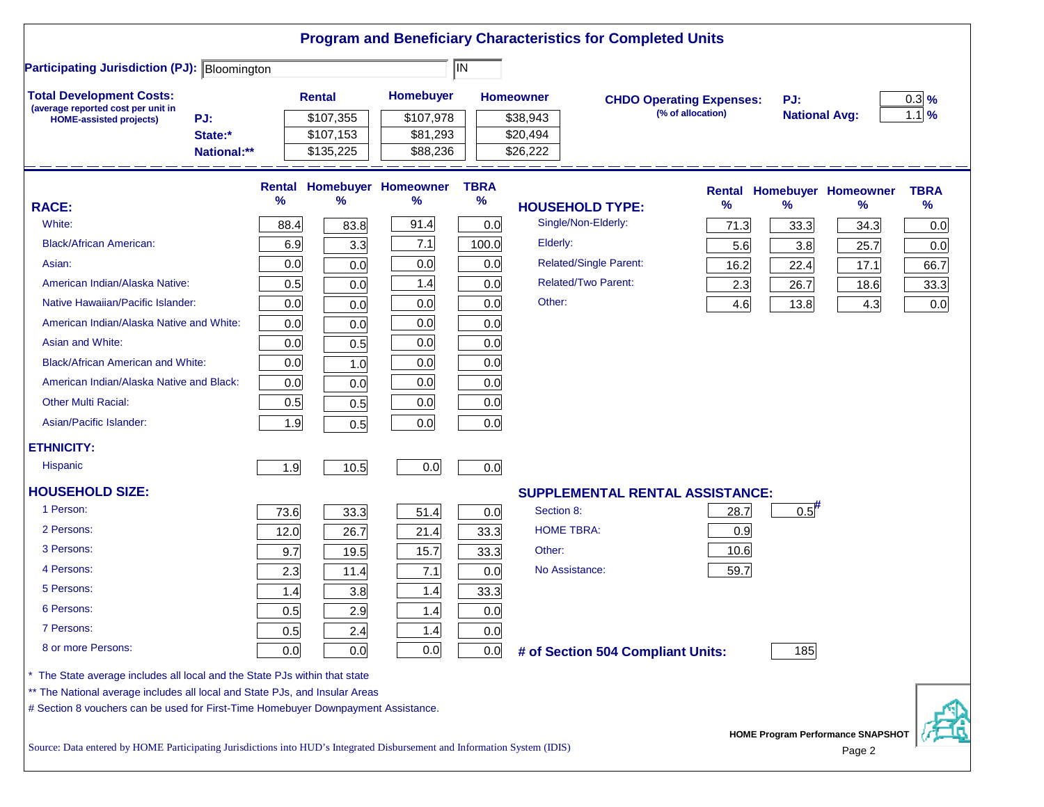# Program and Beneficiary Characteristics for Completed Units

**Participating Jurisdiction (PJ):** Bloomington IN

**Total Development Costs:**
(average reported cost per unit in HOME-assisted projects)

| | Rental | Homebuyer | Homeowner |
|---|---|---|---|
| PJ: | $107,355 | $107,978 | $38,943 |
| State:* | $107,153 | $81,293 | $20,494 |
| National:** | $135,225 | $88,236 | $26,222 |

**CHDO Operating Expenses:** (% of allocation)

| | |
|---|---|
| PJ: | 0.3 % |
| National Avg: | 1.1 % |

| RACE: | Rental % | Homebuyer % | Homeowner % | TBRA % |
|---|---|---|---|---|
| White: | 88.4 | 83.8 | 91.4 | 0.0 |
| Black/African American: | 6.9 | 3.3 | 7.1 | 100.0 |
| Asian: | 0.0 | 0.0 | 0.0 | 0.0 |
| American Indian/Alaska Native: | 0.5 | 0.0 | 1.4 | 0.0 |
| Native Hawaiian/Pacific Islander: | 0.0 | 0.0 | 0.0 | 0.0 |
| American Indian/Alaska Native and White: | 0.0 | 0.0 | 0.0 | 0.0 |
| Asian and White: | 0.0 | 0.5 | 0.0 | 0.0 |
| Black/African American and White: | 0.0 | 1.0 | 0.0 | 0.0 |
| American Indian/Alaska Native and Black: | 0.0 | 0.0 | 0.0 | 0.0 |
| Other Multi Racial: | 0.5 | 0.5 | 0.0 | 0.0 |
| Asian/Pacific Islander: | 1.9 | 0.5 | 0.0 | 0.0 |
| **ETHNICITY:** | | | | |
| Hispanic | 1.9 | 10.5 | 0.0 | 0.0 |
| **HOUSEHOLD SIZE:** | | | | |
| 1 Person: | 73.6 | 33.3 | 51.4 | 0.0 |
| 2 Persons: | 12.0 | 26.7 | 21.4 | 33.3 |
| 3 Persons: | 9.7 | 19.5 | 15.7 | 33.3 |
| 4 Persons: | 2.3 | 11.4 | 7.1 | 0.0 |
| 5 Persons: | 1.4 | 3.8 | 1.4 | 33.3 |
| 6 Persons: | 0.5 | 2.9 | 1.4 | 0.0 |
| 7 Persons: | 0.5 | 2.4 | 1.4 | 0.0 |
| 8 or more Persons: | 0.0 | 0.0 | 0.0 | 0.0 |

| HOUSEHOLD TYPE: | Rental % | Homebuyer % | Homeowner % | TBRA % |
|---|---|---|---|---|
| Single/Non-Elderly: | 71.3 | 33.3 | 34.3 | 0.0 |
| Elderly: | 5.6 | 3.8 | 25.7 | 0.0 |
| Related/Single Parent: | 16.2 | 22.4 | 17.1 | 66.7 |
| Related/Two Parent: | 2.3 | 26.7 | 18.6 | 33.3 |
| Other: | 4.6 | 13.8 | 4.3 | 0.0 |

| SUPPLEMENTAL RENTAL ASSISTANCE: | Rental | Homebuyer |
|---|---|---|
| Section 8: | 28.7 | 0.5# |
| HOME TBRA: | 0.9 | |
| Other: | 10.6 | |
| No Assistance: | 59.7 | |

**# of Section 504 Compliant Units:** 185

\* The State average includes all local and the State PJs within that state

** The National average includes all local and State PJs, and Insular Areas

# Section 8 vouchers can be used for First-Time Homebuyer Downpayment Assistance.

Source: Data entered by HOME Participating Jurisdictions into HUD's Integrated Disbursement and Information System (IDIS)

HOME Program Performance SNAPSHOT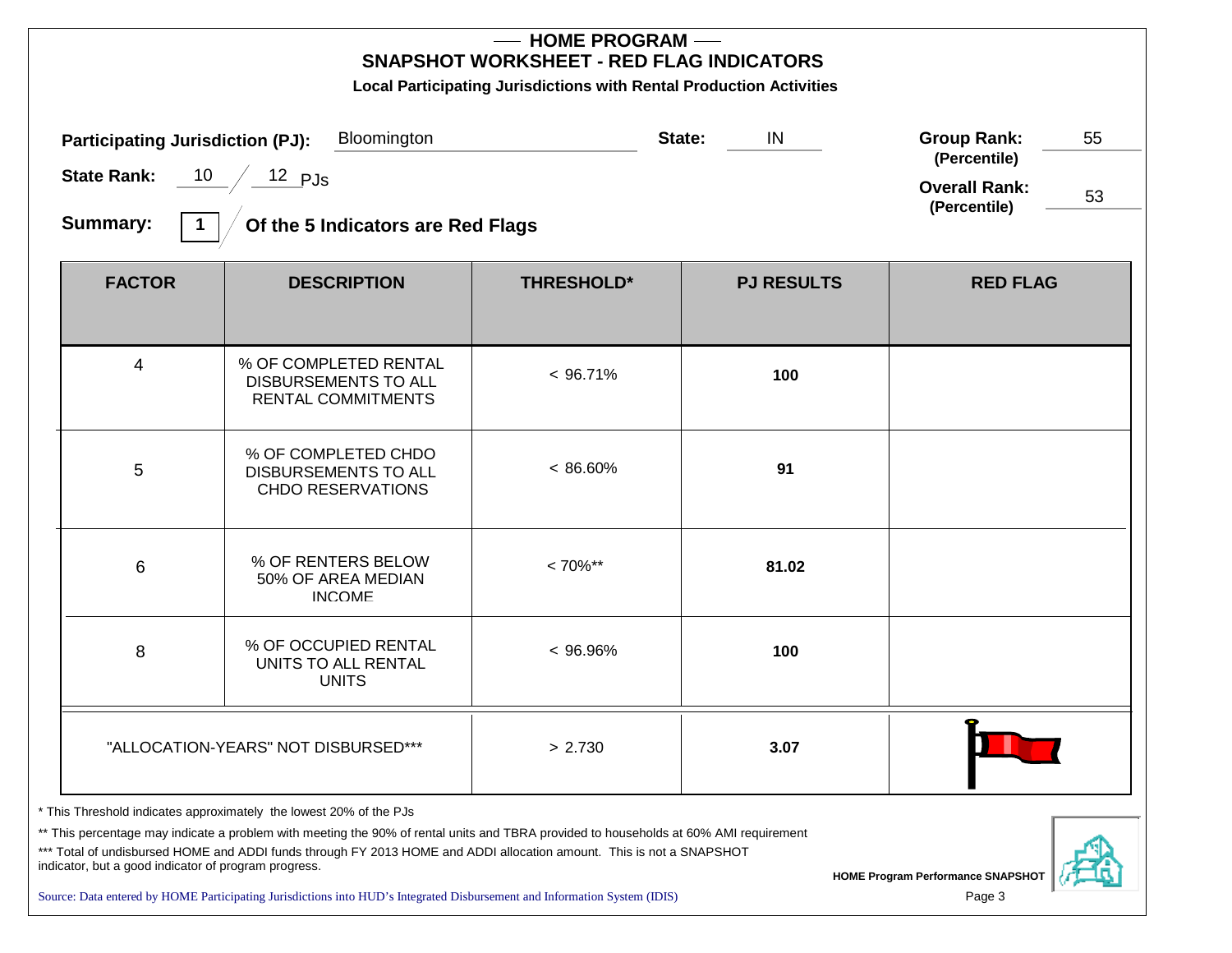# HOME PROGRAM

## SNAPSHOT WORKSHEET - RED FLAG INDICATORS

**Local Participating Jurisdictions with Rental Production Activities**

**Participating Jurisdiction (PJ):** Bloomington **State:** IN **Group Rank:** 55 **(Percentile)**

**State Rank:** 10 / 12 PJs **Overall Rank:** 53 **(Percentile)**

**Summary:** 1 / Of the 5 Indicators are Red Flags

| FACTOR | DESCRIPTION | THRESHOLD* | PJ RESULTS | RED FLAG |
|---|---|---|---|---|
| 4 | % OF COMPLETED RENTAL DISBURSEMENTS TO ALL RENTAL COMMITMENTS | < 96.71% | **100** | |
| 5 | % OF COMPLETED CHDO DISBURSEMENTS TO ALL CHDO RESERVATIONS | < 86.60% | **91** | |
| 6 | % OF RENTERS BELOW 50% OF AREA MEDIAN INCOME | < 70%** | **81.02** | |
| 8 | % OF OCCUPIED RENTAL UNITS TO ALL RENTAL UNITS | < 96.96% | **100** | |
| "ALLOCATION-YEARS" NOT DISBURSED*** | | > 2.730 | **3.07** | Red Flag |

* This Threshold indicates approximately the lowest 20% of the PJs

** This percentage may indicate a problem with meeting the 90% of rental units and TBRA provided to households at 60% AMI requirement

*** Total of undisbursed HOME and ADDI funds through FY 2013 HOME and ADDI allocation amount. This is not a SNAPSHOT indicator, but a good indicator of program progress.

HOME Program Performance SNAPSHOT

Source: Data entered by HOME Participating Jurisdictions into HUD's Integrated Disbursement and Information System (IDIS)